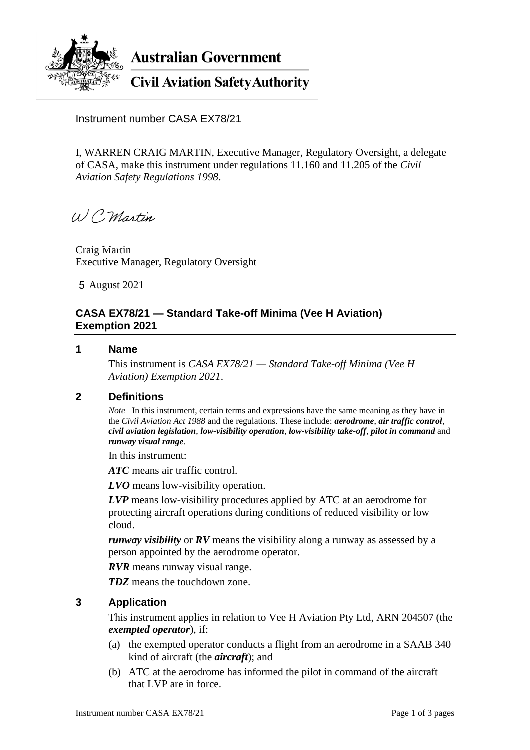**Australian Government**

**Civil Aviation Safety Authority**

Instrument number CASA EX78/21

I, WARREN CRAIG MARTIN, Executive Manager, Regulatory Oversight, a delegate of CASA, make this instrument under regulations 11.160 and 11.205 of the *Civil Aviation Safety Regulations 1998*.

W C Martin

Craig Martin
Executive Manager, Regulatory Oversight

5 August 2021

## CASA EX78/21 — Standard Take-off Minima (Vee H Aviation) Exemption 2021

### 1 Name

This instrument is *CASA EX78/21 — Standard Take-off Minima (Vee H Aviation) Exemption 2021*.

### 2 Definitions

*Note* In this instrument, certain terms and expressions have the same meaning as they have in the *Civil Aviation Act 1988* and the regulations. These include: ***aerodrome***, ***air traffic control***, ***civil aviation legislation***, ***low-visibility operation***, ***low-visibility take-off***, ***pilot in command*** and ***runway visual range***.

In this instrument:

***ATC*** means air traffic control.

***LVO*** means low-visibility operation.

***LVP*** means low-visibility procedures applied by ATC at an aerodrome for protecting aircraft operations during conditions of reduced visibility or low cloud.

***runway visibility*** or ***RV*** means the visibility along a runway as assessed by a person appointed by the aerodrome operator.

***RVR*** means runway visual range.

***TDZ*** means the touchdown zone.

### 3 Application

This instrument applies in relation to Vee H Aviation Pty Ltd, ARN 204507 (the ***exempted operator***), if:

(a) the exempted operator conducts a flight from an aerodrome in a SAAB 340 kind of aircraft (the ***aircraft***); and

(b) ATC at the aerodrome has informed the pilot in command of the aircraft that LVP are in force.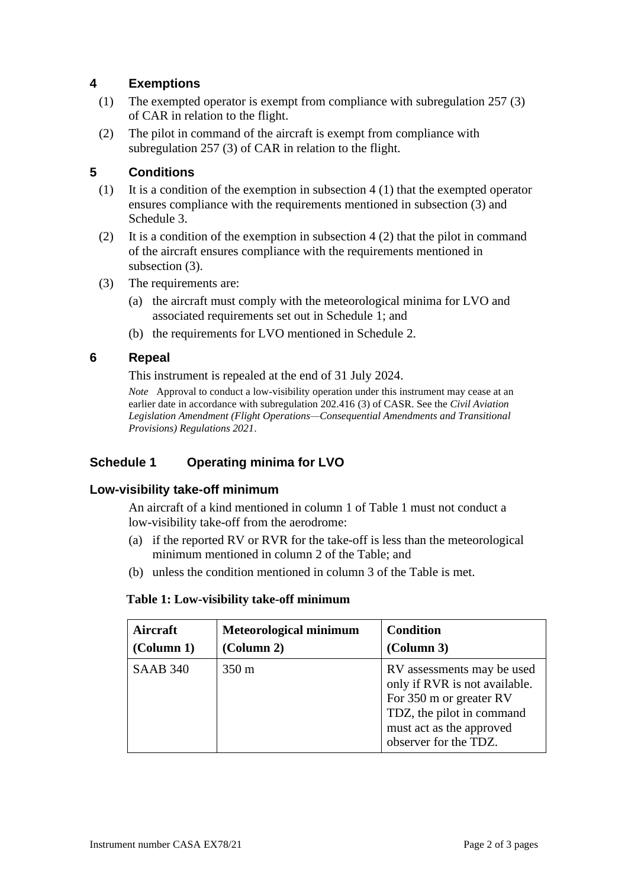## 4 Exemptions

(1) The exempted operator is exempt from compliance with subregulation 257 (3) of CAR in relation to the flight.

(2) The pilot in command of the aircraft is exempt from compliance with subregulation 257 (3) of CAR in relation to the flight.

## 5 Conditions

(1) It is a condition of the exemption in subsection 4 (1) that the exempted operator ensures compliance with the requirements mentioned in subsection (3) and Schedule 3.

(2) It is a condition of the exemption in subsection 4 (2) that the pilot in command of the aircraft ensures compliance with the requirements mentioned in subsection (3).

(3) The requirements are:

(a) the aircraft must comply with the meteorological minima for LVO and associated requirements set out in Schedule 1; and

(b) the requirements for LVO mentioned in Schedule 2.

## 6 Repeal

This instrument is repealed at the end of 31 July 2024.

*Note* Approval to conduct a low-visibility operation under this instrument may cease at an earlier date in accordance with subregulation 202.416 (3) of CASR. See the *Civil Aviation Legislation Amendment (Flight Operations—Consequential Amendments and Transitional Provisions) Regulations 2021*.

## Schedule 1 Operating minima for LVO

### Low-visibility take-off minimum

An aircraft of a kind mentioned in column 1 of Table 1 must not conduct a low-visibility take-off from the aerodrome:

(a) if the reported RV or RVR for the take-off is less than the meteorological minimum mentioned in column 2 of the Table; and

(b) unless the condition mentioned in column 3 of the Table is met.

**Table 1: Low-visibility take-off minimum**

| Aircraft (Column 1) | Meteorological minimum (Column 2) | Condition (Column 3) |
|---|---|---|
| SAAB 340 | 350 m | RV assessments may be used only if RVR is not available. For 350 m or greater RV TDZ, the pilot in command must act as the approved observer for the TDZ. |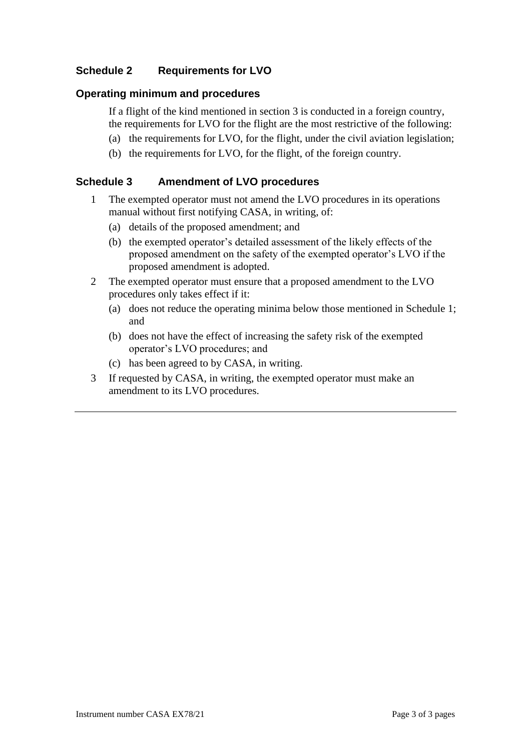## Schedule 2 Requirements for LVO

### Operating minimum and procedures

If a flight of the kind mentioned in section 3 is conducted in a foreign country, the requirements for LVO for the flight are the most restrictive of the following:

(a) the requirements for LVO, for the flight, under the civil aviation legislation;

(b) the requirements for LVO, for the flight, of the foreign country.

## Schedule 3 Amendment of LVO procedures

1 The exempted operator must not amend the LVO procedures in its operations manual without first notifying CASA, in writing, of:

(a) details of the proposed amendment; and

(b) the exempted operator's detailed assessment of the likely effects of the proposed amendment on the safety of the exempted operator's LVO if the proposed amendment is adopted.

2 The exempted operator must ensure that a proposed amendment to the LVO procedures only takes effect if it:

(a) does not reduce the operating minima below those mentioned in Schedule 1; and

(b) does not have the effect of increasing the safety risk of the exempted operator's LVO procedures; and

(c) has been agreed to by CASA, in writing.

3 If requested by CASA, in writing, the exempted operator must make an amendment to its LVO procedures.